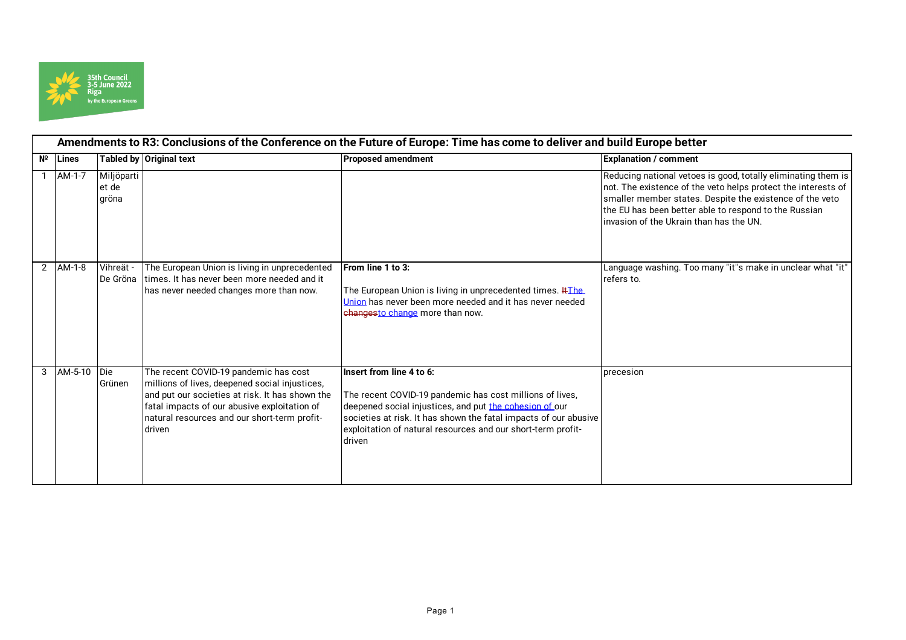35th Council
3-5 June 2022
Riga
by the European Greens

## Amendments to R3: Conclusions of the Conference on the Future of Europe: Time has come to deliver and build Europe better

| Nº | Lines | Tabled by | Original text | Proposed amendment | Explanation / comment |
|---|---|---|---|---|---|
| 1 | AM-1-7 | Miljöpartiet de gröna | | | Reducing national vetoes is good, totally eliminating them is not. The existence of the veto helps protect the interests of smaller member states. Despite the existence of the veto the EU has been better able to respond to the Russian invasion of the Ukrain than has the UN. |
| 2 | AM-1-8 | Vihreät - De Gröna | The European Union is living in unprecedented times. It has never been more needed and it has never needed changes more than now. | **From line 1 to 3:**<br><br>The European Union is living in unprecedented times. ~~It~~The Union has never been more needed and it has never needed ~~changes~~to change more than now. | Language washing. Too many "it"s make in unclear what "it" refers to. |
| 3 | AM-5-10 | Die Grünen | The recent COVID-19 pandemic has cost millions of lives, deepened social injustices, and put our societies at risk. It has shown the fatal impacts of our abusive exploitation of natural resources and our short-term profit-driven | **Insert from line 4 to 6:**<br><br>The recent COVID-19 pandemic has cost millions of lives, deepened social injustices, and put the cohesion of our societies at risk. It has shown the fatal impacts of our abusive exploitation of natural resources and our short-term profit-driven | precesion |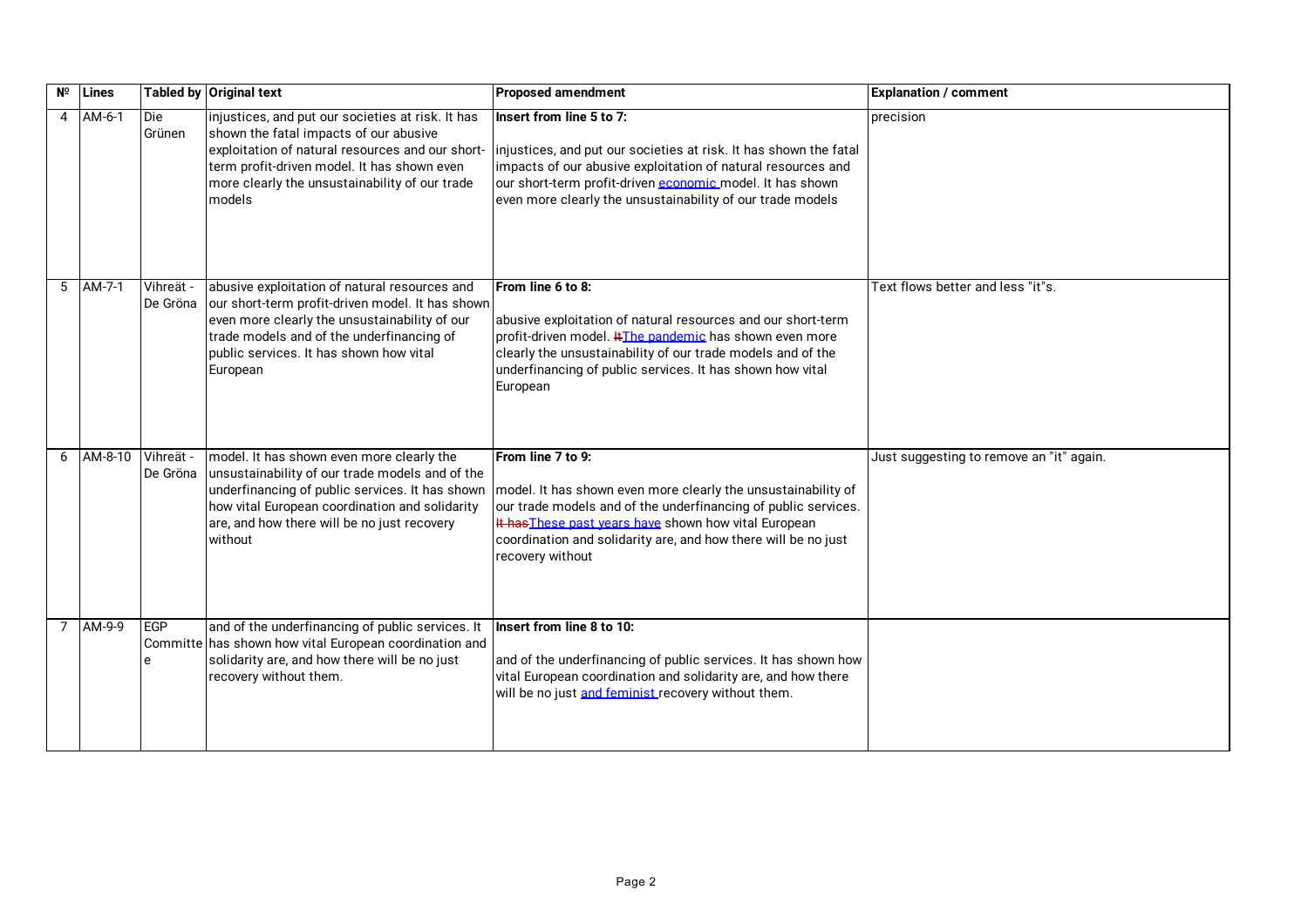| № | Lines | Tabled by | Original text | Proposed amendment | Explanation / comment |
|---|---|---|---|---|---|
| 4 | AM-6-1 | Die Grünen | injustices, and put our societies at risk. It has shown the fatal impacts of our abusive exploitation of natural resources and our short-term profit-driven model. It has shown even more clearly the unsustainability of our trade models | **Insert from line 5 to 7:**<br><br>injustices, and put our societies at risk. It has shown the fatal impacts of our abusive exploitation of natural resources and our short-term profit-driven economic model. It has shown even more clearly the unsustainability of our trade models | precision |
| 5 | AM-7-1 | Vihreät - De Gröna | abusive exploitation of natural resources and our short-term profit-driven model. It has shown even more clearly the unsustainability of our trade models and of the underfinancing of public services. It has shown how vital European | **From line 6 to 8:**<br><br>abusive exploitation of natural resources and our short-term profit-driven model. ~~It~~The pandemic has shown even more clearly the unsustainability of our trade models and of the underfinancing of public services. It has shown how vital European | Text flows better and less "it"s. |
| 6 | AM-8-10 | Vihreät - De Gröna | model. It has shown even more clearly the unsustainability of our trade models and of the underfinancing of public services. It has shown how vital European coordination and solidarity are, and how there will be no just recovery without | **From line 7 to 9:**<br><br>model. It has shown even more clearly the unsustainability of our trade models and of the underfinancing of public services. ~~It has~~These past years have shown how vital European coordination and solidarity are, and how there will be no just recovery without | Just suggesting to remove an "it" again. |
| 7 | AM-9-9 | EGP Committee | and of the underfinancing of public services. It has shown how vital European coordination and solidarity are, and how there will be no just recovery without them. | **Insert from line 8 to 10:**<br><br>and of the underfinancing of public services. It has shown how vital European coordination and solidarity are, and how there will be no just and feminist recovery without them. | |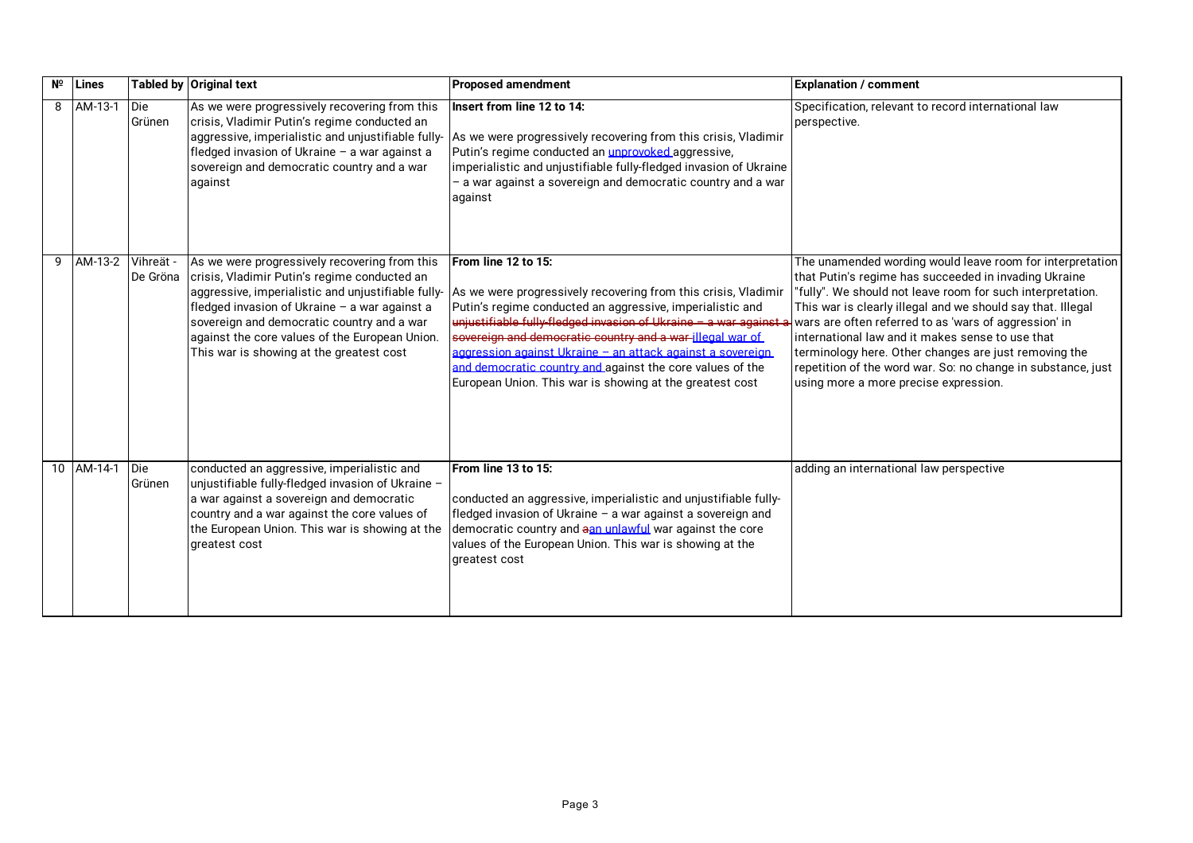| № | Lines | Tabled by | Original text | Proposed amendment | Explanation / comment |
|---|---|---|---|---|---|
| 8 | AM-13-1 | Die Grünen | As we were progressively recovering from this crisis, Vladimir Putin's regime conducted an aggressive, imperialistic and unjustifiable fully-fledged invasion of Ukraine – a war against a sovereign and democratic country and a war against | **Insert from line 12 to 14:**<br><br>As we were progressively recovering from this crisis, Vladimir Putin's regime conducted an <ins>unprovoked </ins>aggressive, imperialistic and unjustifiable fully-fledged invasion of Ukraine – a war against a sovereign and democratic country and a war against | Specification, relevant to record international law perspective. |
| 9 | AM-13-2 | Vihreät - De Gröna | As we were progressively recovering from this crisis, Vladimir Putin's regime conducted an aggressive, imperialistic and unjustifiable fully-fledged invasion of Ukraine – a war against a sovereign and democratic country and a war against the core values of the European Union. This war is showing at the greatest cost | **From line 12 to 15:**<br><br>As we were progressively recovering from this crisis, Vladimir Putin's regime conducted an aggressive, imperialistic and ~~unjustifiable fully-fledged invasion of Ukraine – a war against a sovereign and democratic country and a war~~ <ins>illegal war of aggression against Ukraine – an attack against a sovereign and democratic country and </ins>against the core values of the European Union. This war is showing at the greatest cost | The unamended wording would leave room for interpretation that Putin's regime has succeeded in invading Ukraine "fully". We should not leave room for such interpretation. This war is clearly illegal and we should say that. Illegal wars are often referred to as 'wars of aggression' in international law and it makes sense to use that terminology here. Other changes are just removing the repetition of the word war. So: no change in substance, just using more a more precise expression. |
| 10 | AM-14-1 | Die Grünen | conducted an aggressive, imperialistic and unjustifiable fully-fledged invasion of Ukraine – a war against a sovereign and democratic country and a war against the core values of the European Union. This war is showing at the greatest cost | **From line 13 to 15:**<br><br>conducted an aggressive, imperialistic and unjustifiable fully-fledged invasion of Ukraine – a war against a sovereign and democratic country and ~~a~~<ins>an unlawful</ins> war against the core values of the European Union. This war is showing at the greatest cost | adding an international law perspective |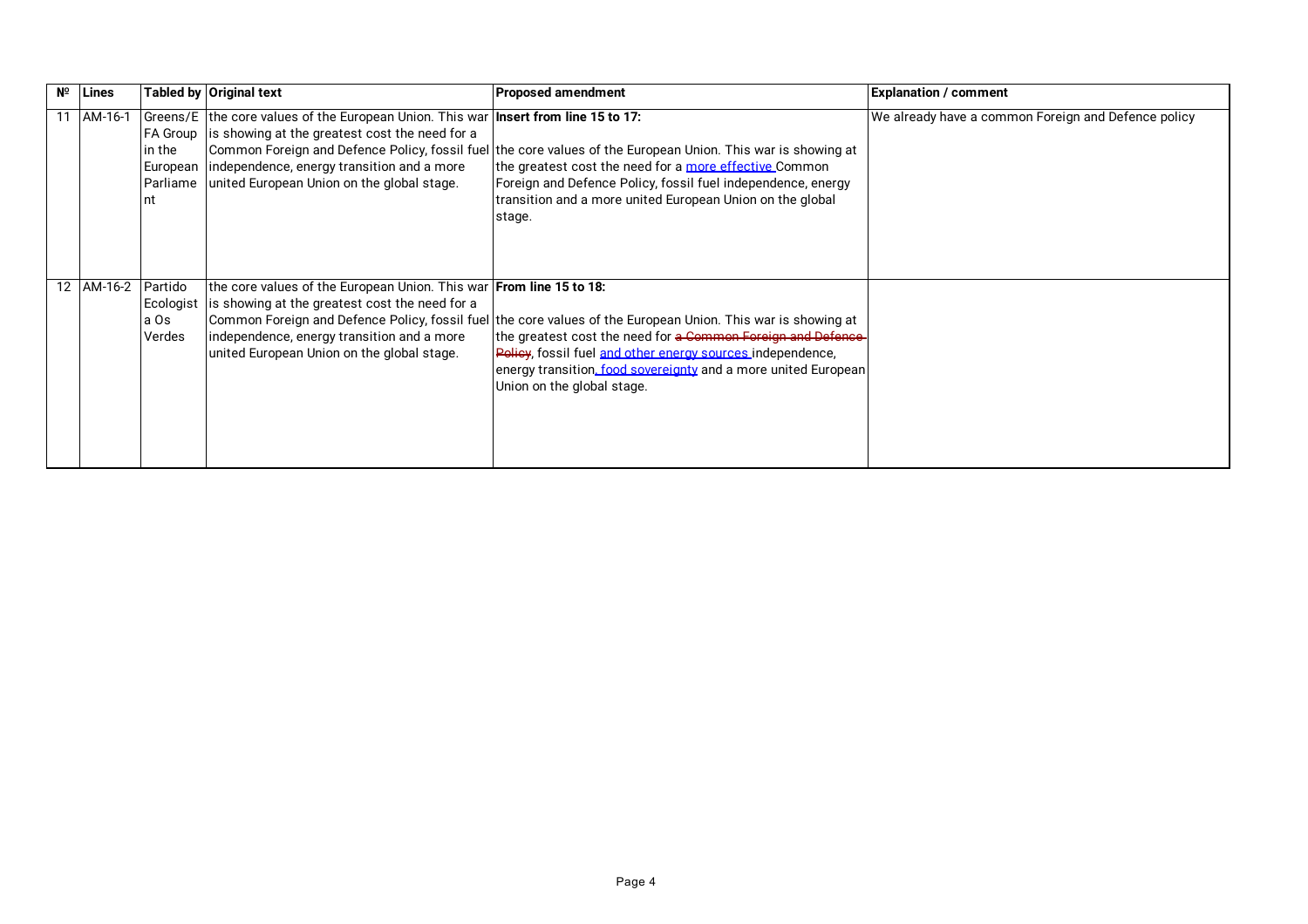| Nº | Lines | Tabled by | Original text | Proposed amendment | Explanation / comment |
|---|---|---|---|---|---|
| 11 | AM-16-1 | Greens/EFA Group in the European Parliament | the core values of the European Union. This war is showing at the greatest cost the need for a Common Foreign and Defence Policy, fossil fuel independence, energy transition and a more united European Union on the global stage. | **Insert from line 15 to 17:**<br><br>the core values of the European Union. This war is showing at the greatest cost the need for a <u>more effective</u> Common Foreign and Defence Policy, fossil fuel independence, energy transition and a more united European Union on the global stage. | We already have a common Foreign and Defence policy |
| 12 | AM-16-2 | Partido Ecologista Os Verdes | the core values of the European Union. This war is showing at the greatest cost the need for a Common Foreign and Defence Policy, fossil fuel independence, energy transition and a more united European Union on the global stage. | **From line 15 to 18:**<br><br>the core values of the European Union. This war is showing at the greatest cost the need for ~~a Common Foreign and Defence Policy~~, fossil fuel <u>and other energy sources</u> independence, energy transition<u>, food sovereignty</u> and a more united European Union on the global stage. | |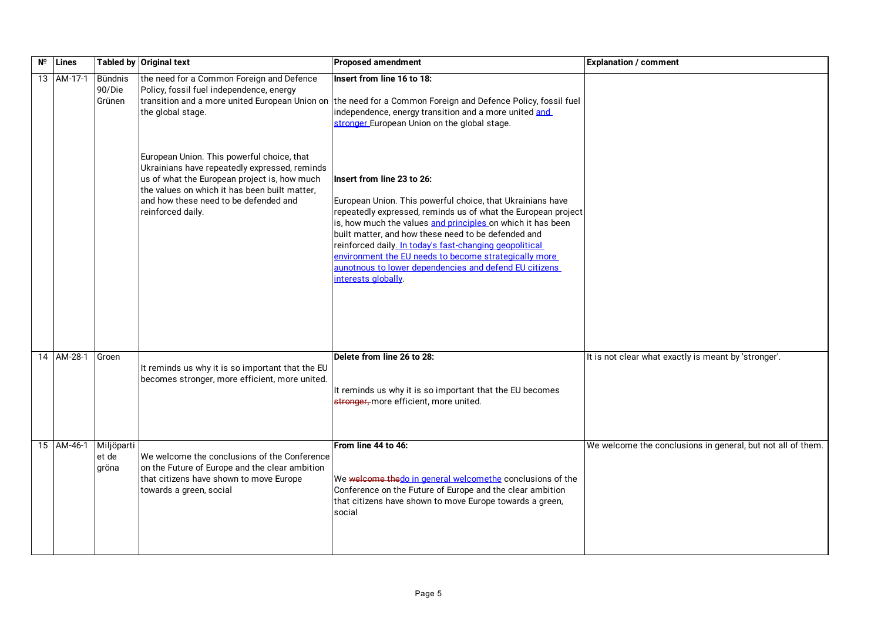| Nº | Lines | Tabled by | Original text | Proposed amendment | Explanation / comment |
|---|---|---|---|---|---|
| 13 | AM-17-1 | Bündnis 90/Die Grünen | the need for a Common Foreign and Defence Policy, fossil fuel independence, energy transition and a more united European Union on the global stage.<br><br>European Union. This powerful choice, that Ukrainians have repeatedly expressed, reminds us of what the European project is, how much the values on which it has been built matter, and how these need to be defended and reinforced daily. | **Insert from line 16 to 18:**<br><br>the need for a Common Foreign and Defence Policy, fossil fuel independence, energy transition and a more united <u>and stronger</u> European Union on the global stage.<br><br>**Insert from line 23 to 26:**<br><br>European Union. This powerful choice, that Ukrainians have repeatedly expressed, reminds us of what the European project is, how much the values <u>and principles</u> on which it has been built matter, and how these need to be defended and reinforced daily<u>. In today's fast-changing geopolitical environment the EU needs to become strategically more aunotnous to lower dependencies and defend EU citizens interests globally</u>. | |
| 14 | AM-28-1 | Groen | It reminds us why it is so important that the EU becomes stronger, more efficient, more united. | **Delete from line 26 to 28:**<br><br>It reminds us why it is so important that the EU becomes ~~stronger,~~ more efficient, more united. | It is not clear what exactly is meant by 'stronger'. |
| 15 | AM-46-1 | Miljöpartiet de gröna | We welcome the conclusions of the Conference on the Future of Europe and the clear ambition that citizens have shown to move Europe towards a green, social | **From line 44 to 46:**<br><br>We ~~welcome the~~<u>do in general welcomethe</u> conclusions of the Conference on the Future of Europe and the clear ambition that citizens have shown to move Europe towards a green, social | We welcome the conclusions in general, but not all of them. |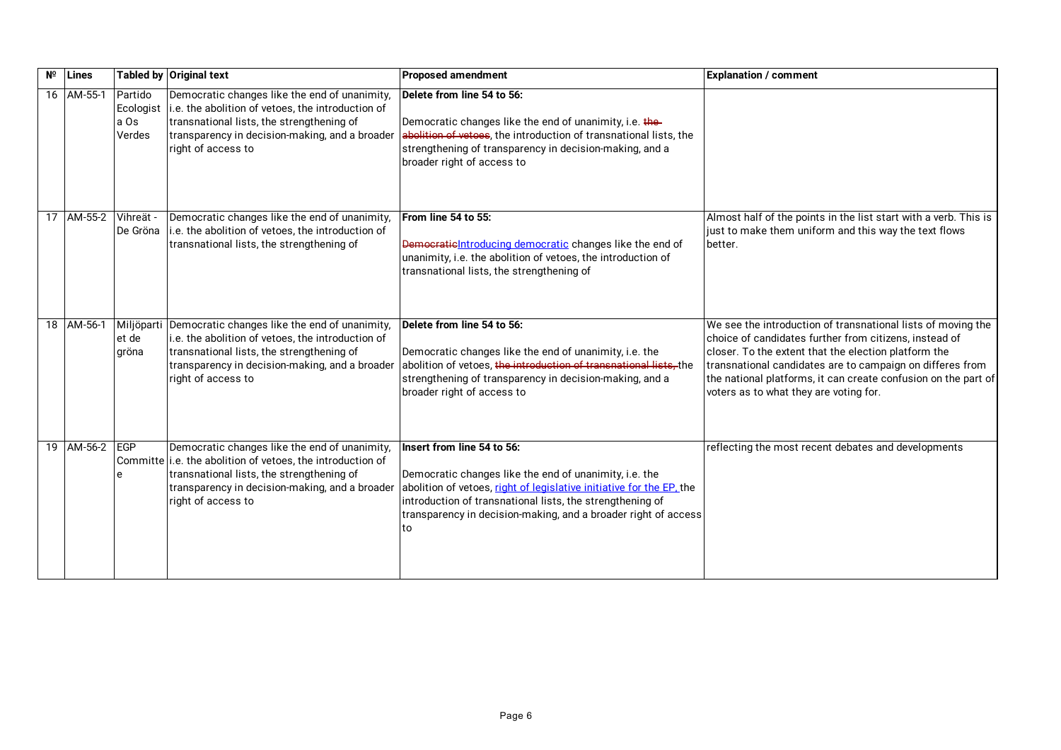| Nº | Lines | Tabled by | Original text | Proposed amendment | Explanation / comment |
|---|---|---|---|---|---|
| 16 | AM-55-1 | Partido Ecologista Os Verdes | Democratic changes like the end of unanimity, i.e. the abolition of vetoes, the introduction of transnational lists, the strengthening of transparency in decision-making, and a broader right of access to | **Delete from line 54 to 56:**<br><br>Democratic changes like the end of unanimity, i.e. ~~the abolition of vetoes~~, the introduction of transnational lists, the strengthening of transparency in decision-making, and a broader right of access to | |
| 17 | AM-55-2 | Vihreät - De Gröna | Democratic changes like the end of unanimity, i.e. the abolition of vetoes, the introduction of transnational lists, the strengthening of | **From line 54 to 55:**<br><br>~~Democratic~~Introducing democratic changes like the end of unanimity, i.e. the abolition of vetoes, the introduction of transnational lists, the strengthening of | Almost half of the points in the list start with a verb. This is just to make them uniform and this way the text flows better. |
| 18 | AM-56-1 | Miljöpartiet de gröna | Democratic changes like the end of unanimity, i.e. the abolition of vetoes, the introduction of transnational lists, the strengthening of transparency in decision-making, and a broader right of access to | **Delete from line 54 to 56:**<br><br>Democratic changes like the end of unanimity, i.e. the abolition of vetoes, ~~the introduction of transnational lists,~~ the strengthening of transparency in decision-making, and a broader right of access to | We see the introduction of transnational lists of moving the choice of candidates further from citizens, instead of closer. To the extent that the election platform the transnational candidates are to campaign on differes from the national platforms, it can create confusion on the part of voters as to what they are voting for. |
| 19 | AM-56-2 | EGP Committee | Democratic changes like the end of unanimity, i.e. the abolition of vetoes, the introduction of transnational lists, the strengthening of transparency in decision-making, and a broader right of access to | **Insert from line 54 to 56:**<br><br>Democratic changes like the end of unanimity, i.e. the abolition of vetoes, right of legislative initiative for the EP, the introduction of transnational lists, the strengthening of transparency in decision-making, and a broader right of access to | reflecting the most recent debates and developments |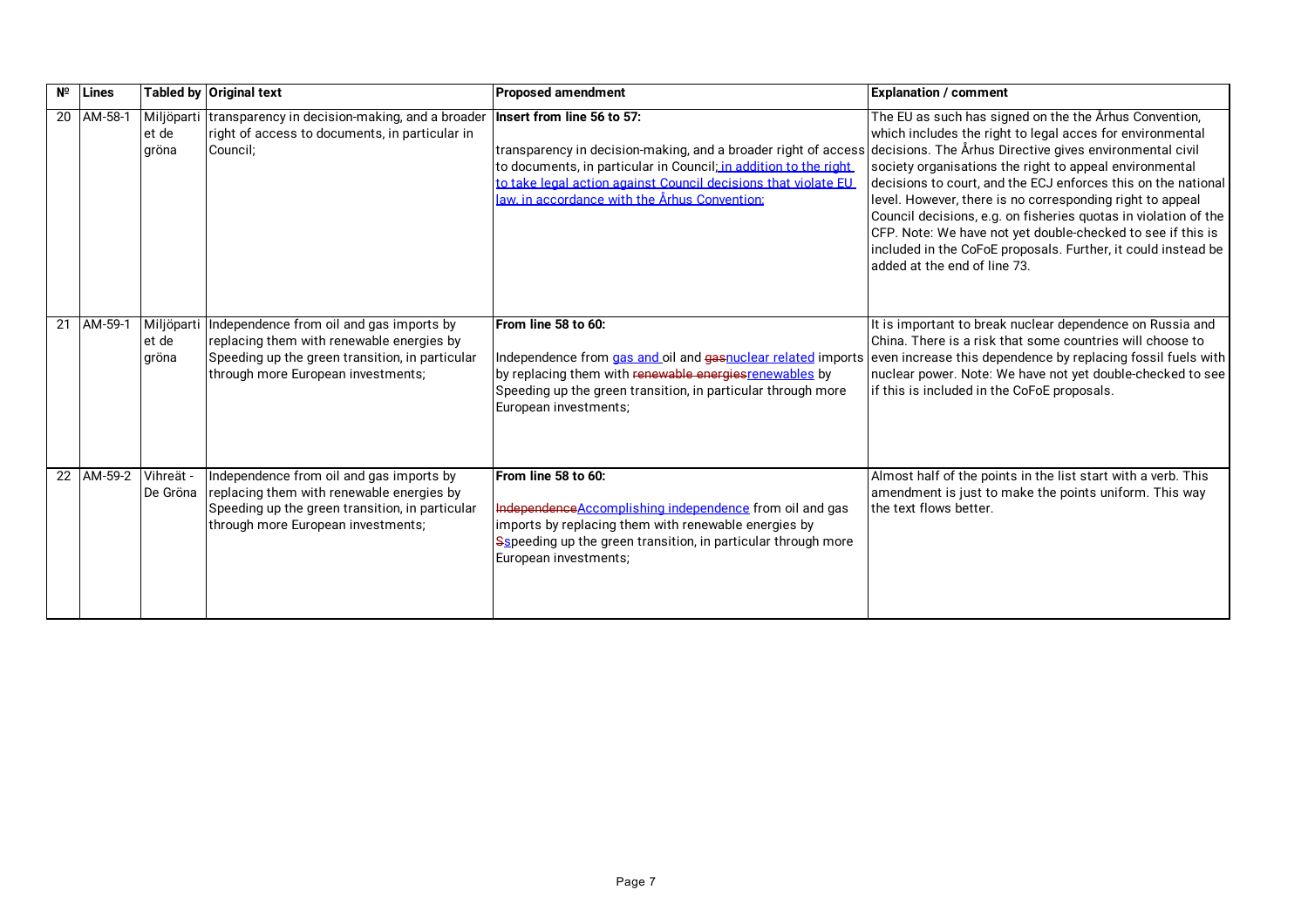| № | Lines | Tabled by | Original text | Proposed amendment | Explanation / comment |
|---|---|---|---|---|---|
| 20 | AM-58-1 | Miljöpartiet de gröna | transparency in decision-making, and a broader right of access to documents, in particular in Council; | **Insert from line 56 to 57:**<br><br>transparency in decision-making, and a broader right of access to documents, in particular in Council; in addition to the right to take legal action against Council decisions that violate EU law, in accordance with the Århus Convention; | The EU as such has signed on the the Århus Convention, which includes the right to legal acces for environmental decisions. The Århus Directive gives environmental civil society organisations the right to appeal environmental decisions to court, and the ECJ enforces this on the national level. However, there is no corresponding right to appeal Council decisions, e.g. on fisheries quotas in violation of the CFP. Note: We have not yet double-checked to see if this is included in the CoFoE proposals. Further, it could instead be added at the end of line 73. |
| 21 | AM-59-1 | Miljöpartiet de gröna | Independence from oil and gas imports by replacing them with renewable energies by Speeding up the green transition, in particular through more European investments; | **From line 58 to 60:**<br><br>Independence from gas and oil and ~~gas~~nuclear related imports by replacing them with ~~renewable energies~~renewables by Speeding up the green transition, in particular through more European investments; | It is important to break nuclear dependence on Russia and China. There is a risk that some countries will choose to even increase this dependence by replacing fossil fuels with nuclear power. Note: We have not yet double-checked to see if this is included in the CoFoE proposals. |
| 22 | AM-59-2 | Vihreät - De Gröna | Independence from oil and gas imports by replacing them with renewable energies by Speeding up the green transition, in particular through more European investments; | **From line 58 to 60:**<br><br>~~Independence~~Accomplishing independence from oil and gas imports by replacing them with renewable energies by ~~S~~speeding up the green transition, in particular through more European investments; | Almost half of the points in the list start with a verb. This amendment is just to make the points uniform. This way the text flows better. |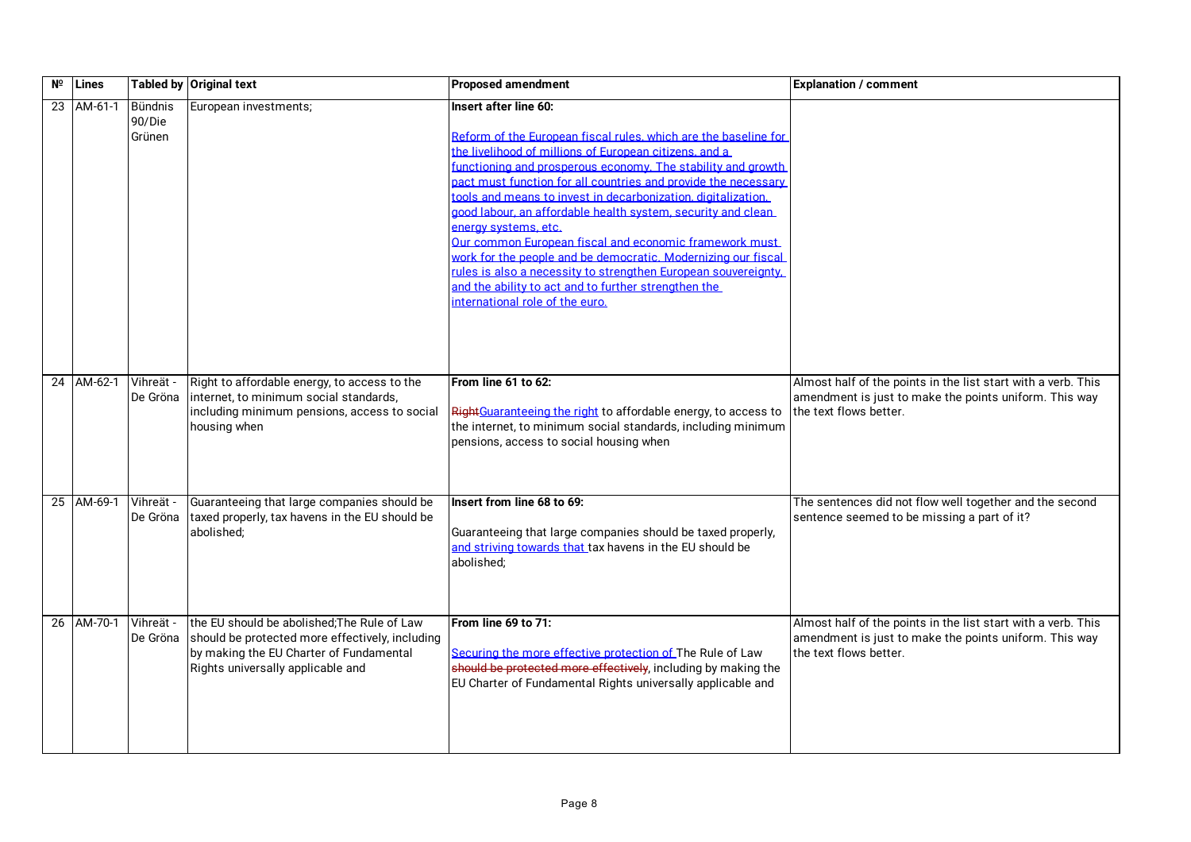| № | Lines | Tabled by | Original text | Proposed amendment | Explanation / comment |
|---|---|---|---|---|---|
| 23 | AM-61-1 | Bündnis 90/Die Grünen | European investments; | **Insert after line 60:**<br><br><ins>Reform of the European fiscal rules, which are the baseline for the livelihood of millions of European citizens, and a functioning and prosperous economy. The stability and growth pact must function for all countries and provide the necessary tools and means to invest in decarbonization, digitalization, good labour, an affordable health system, security and clean energy systems, etc.</ins><br><ins>Our common European fiscal and economic framework must work for the people and be democratic. Modernizing our fiscal rules is also a necessity to strengthen European souvereignty, and the ability to act and to further strengthen the international role of the euro.</ins> | |
| 24 | AM-62-1 | Vihreät - De Gröna | Right to affordable energy, to access to the internet, to minimum social standards, including minimum pensions, access to social housing when | **From line 61 to 62:**<br><br><del>Right</del><ins>Guaranteeing the right</ins> to affordable energy, to access to the internet, to minimum social standards, including minimum pensions, access to social housing when | Almost half of the points in the list start with a verb. This amendment is just to make the points uniform. This way the text flows better. |
| 25 | AM-69-1 | Vihreät - De Gröna | Guaranteeing that large companies should be taxed properly, tax havens in the EU should be abolished; | **Insert from line 68 to 69:**<br><br>Guaranteeing that large companies should be taxed properly, <ins>and striving towards that</ins> tax havens in the EU should be abolished; | The sentences did not flow well together and the second sentence seemed to be missing a part of it? |
| 26 | AM-70-1 | Vihreät - De Gröna | the EU should be abolished;The Rule of Law should be protected more effectively, including by making the EU Charter of Fundamental Rights universally applicable and | **From line 69 to 71:**<br><br><ins>Securing the more effective protection of</ins> The Rule of Law <del>should be protected more effectively</del>, including by making the EU Charter of Fundamental Rights universally applicable and | Almost half of the points in the list start with a verb. This amendment is just to make the points uniform. This way the text flows better. |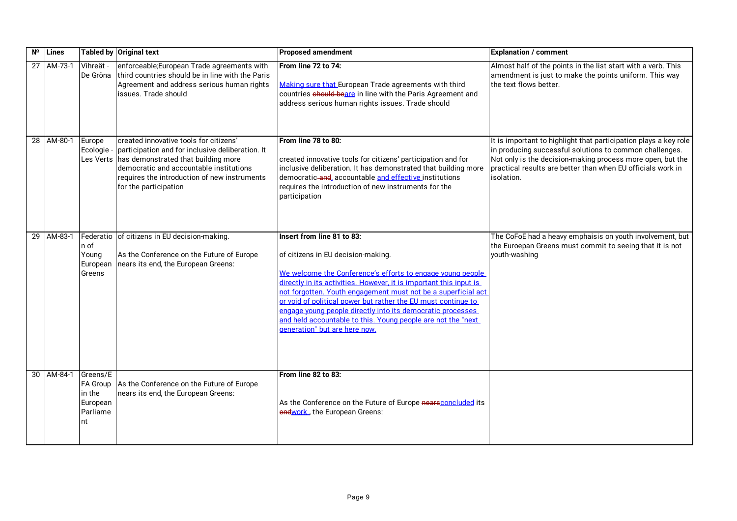| Nº | Lines | Tabled by | Original text | Proposed amendment | Explanation / comment |
|---|---|---|---|---|---|
| 27 | AM-73-1 | Vihreät - De Gröna | enforceable;European Trade agreements with third countries should be in line with the Paris Agreement and address serious human rights issues. Trade should | **From line 72 to 74:**<br><br>Making sure that European Trade agreements with third countries ~~should be~~are in line with the Paris Agreement and address serious human rights issues. Trade should | Almost half of the points in the list start with a verb. This amendment is just to make the points uniform. This way the text flows better. |
| 28 | AM-80-1 | Europe Ecologie - Les Verts | created innovative tools for citizens' participation and for inclusive deliberation. It has demonstrated that building more democratic and accountable institutions requires the introduction of new instruments for the participation | **From line 78 to 80:**<br><br>created innovative tools for citizens' participation and for inclusive deliberation. It has demonstrated that building more democratic ~~and~~, accountable and effective institutions requires the introduction of new instruments for the participation | It is important to highlight that participation plays a key role in producing successful solutions to common challenges. Not only is the decision-making process more open, but the practical results are better than when EU officials work in isolation. |
| 29 | AM-83-1 | Federation of Young European Greens | of citizens in EU decision-making.<br><br>As the Conference on the Future of Europe nears its end, the European Greens: | **Insert from line 81 to 83:**<br><br>of citizens in EU decision-making.<br><br>We welcome the Conference's efforts to engage young people directly in its activities. However, it is important this input is not forgotten. Youth engagement must not be a superficial act or void of political power but rather the EU must continue to engage young people directly into its democratic processes and held accountable to this. Young people are not the "next generation" but are here now. | The CoFoE had a heavy emphaisis on youth involvement, but the Euroepan Greens must commit to seeing that it is not youth-washing |
| 30 | AM-84-1 | Greens/EFA Group in the European Parliament | As the Conference on the Future of Europe nears its end, the European Greens: | **From line 82 to 83:**<br><br>As the Conference on the Future of Europe ~~nears~~concluded its ~~end~~work , the European Greens: | |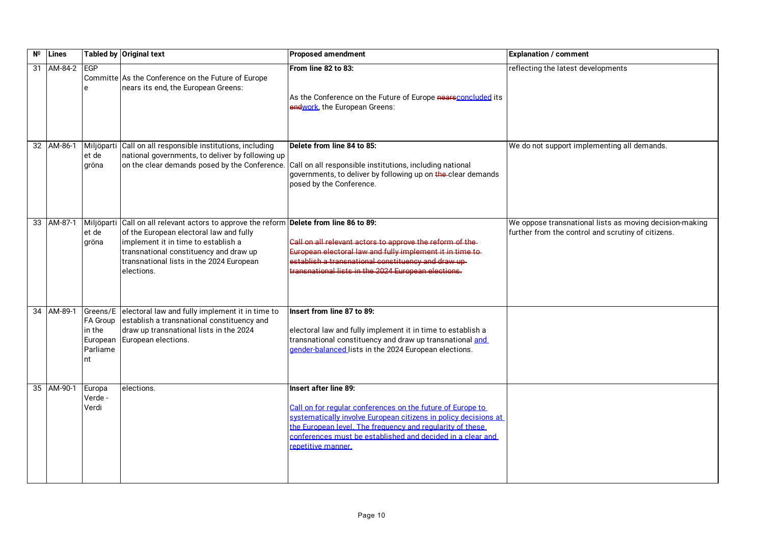| Nº | Lines | Tabled by | Original text | Proposed amendment | Explanation / comment |
|---|---|---|---|---|---|
| 31 | AM-84-2 | EGP Committee | As the Conference on the Future of Europe nears its end, the European Greens: | **From line 82 to 83:**<br><br>As the Conference on the Future of Europe ~~nears~~concluded its ~~end~~work, the European Greens: | reflecting the latest developments |
| 32 | AM-86-1 | Miljöpartiet de gröna | Call on all responsible institutions, including national governments, to deliver by following up on the clear demands posed by the Conference. | **Delete from line 84 to 85:**<br><br>Call on all responsible institutions, including national governments, to deliver by following up on ~~the~~ clear demands posed by the Conference. | We do not support implementing all demands. |
| 33 | AM-87-1 | Miljöpartiet de gröna | Call on all relevant actors to approve the reform of the European electoral law and fully implement it in time to establish a transnational constituency and draw up transnational lists in the 2024 European elections. | **Delete from line 86 to 89:**<br><br>~~Call on all relevant actors to approve the reform of the European electoral law and fully implement it in time to establish a transnational constituency and draw up transnational lists in the 2024 European elections.~~ | We oppose transnational lists as moving decision-making further from the control and scrutiny of citizens. |
| 34 | AM-89-1 | Greens/EFA Group in the European Parliament | electoral law and fully implement it in time to establish a transnational constituency and draw up transnational lists in the 2024 European elections. | **Insert from line 87 to 89:**<br><br>electoral law and fully implement it in time to establish a transnational constituency and draw up transnational <u>and gender-balanced</u> lists in the 2024 European elections. | |
| 35 | AM-90-1 | Europa Verde - Verdi | elections. | **Insert after line 89:**<br><br><u>Call on for regular conferences on the future of Europe to systematically involve European citizens in policy decisions at the European level. The frequency and regularity of these conferences must be established and decided in a clear and repetitive manner.</u> | |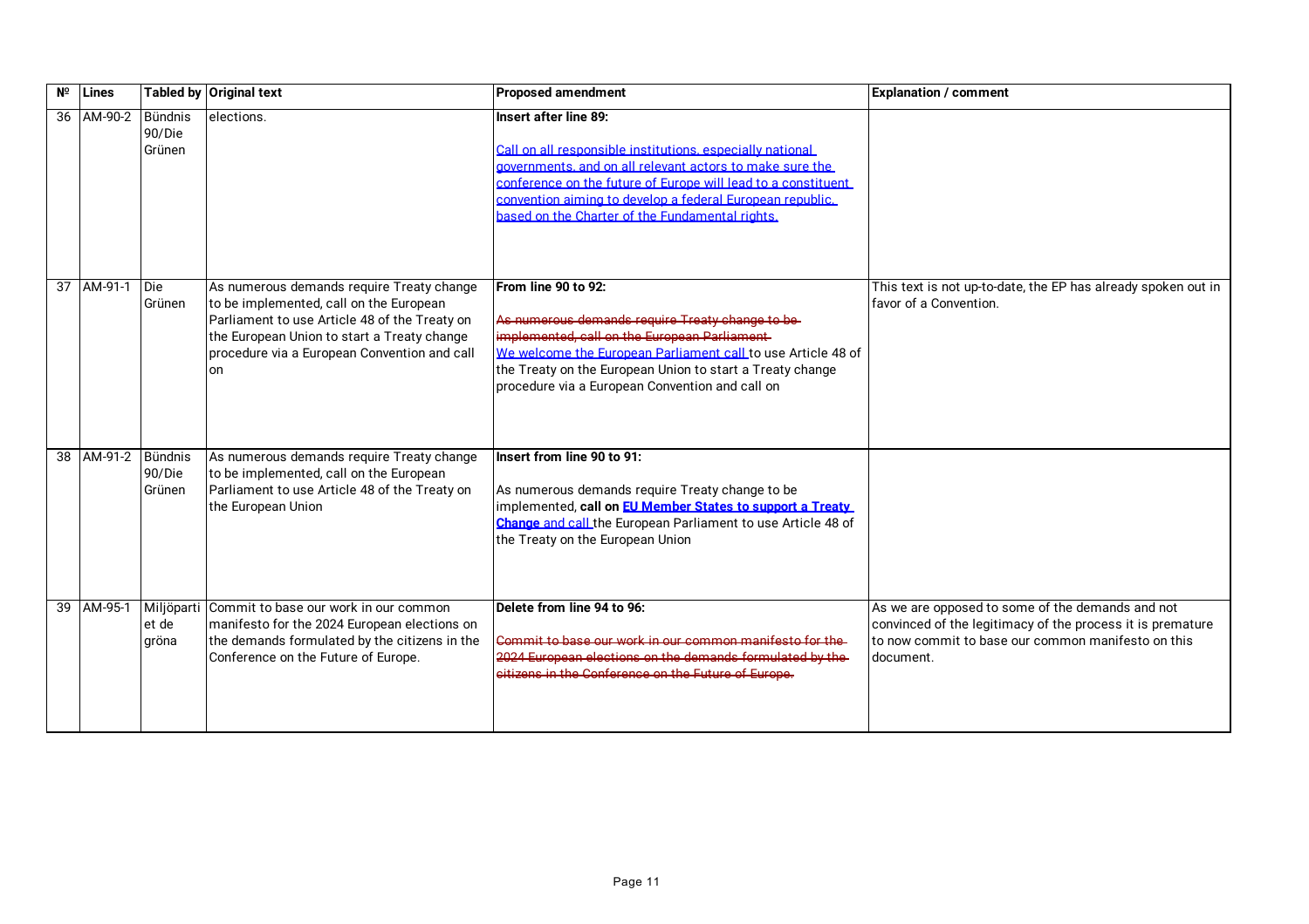| № | Lines | Tabled by | Original text | Proposed amendment | Explanation / comment |
|---|---|---|---|---|---|
| 36 | AM-90-2 | Bündnis 90/Die Grünen | elections. | **Insert after line 89:**<br><br>Call on all responsible institutions, especially national governments, and on all relevant actors to make sure the conference on the future of Europe will lead to a constituent convention aiming to develop a federal European republic, based on the Charter of the Fundamental rights. | |
| 37 | AM-91-1 | Die Grünen | As numerous demands require Treaty change to be implemented, call on the European Parliament to use Article 48 of the Treaty on the European Union to start a Treaty change procedure via a European Convention and call on | **From line 90 to 92:**<br><br>~~As numerous demands require Treaty change to be implemented, call on the European Parliament~~ We welcome the European Parliament call to use Article 48 of the Treaty on the European Union to start a Treaty change procedure via a European Convention and call on | This text is not up-to-date, the EP has already spoken out in favor of a Convention. |
| 38 | AM-91-2 | Bündnis 90/Die Grünen | As numerous demands require Treaty change to be implemented, call on the European Parliament to use Article 48 of the Treaty on the European Union | **Insert from line 90 to 91:**<br><br>As numerous demands require Treaty change to be implemented, **call on EU Member States to support a Treaty Change** and call the European Parliament to use Article 48 of the Treaty on the European Union | |
| 39 | AM-95-1 | Miljöpartiet de gröna | Commit to base our work in our common manifesto for the 2024 European elections on the demands formulated by the citizens in the Conference on the Future of Europe. | **Delete from line 94 to 96:**<br><br>~~Commit to base our work in our common manifesto for the 2024 European elections on the demands formulated by the citizens in the Conference on the Future of Europe.~~ | As we are opposed to some of the demands and not convinced of the legitimacy of the process it is premature to now commit to base our common manifesto on this document. |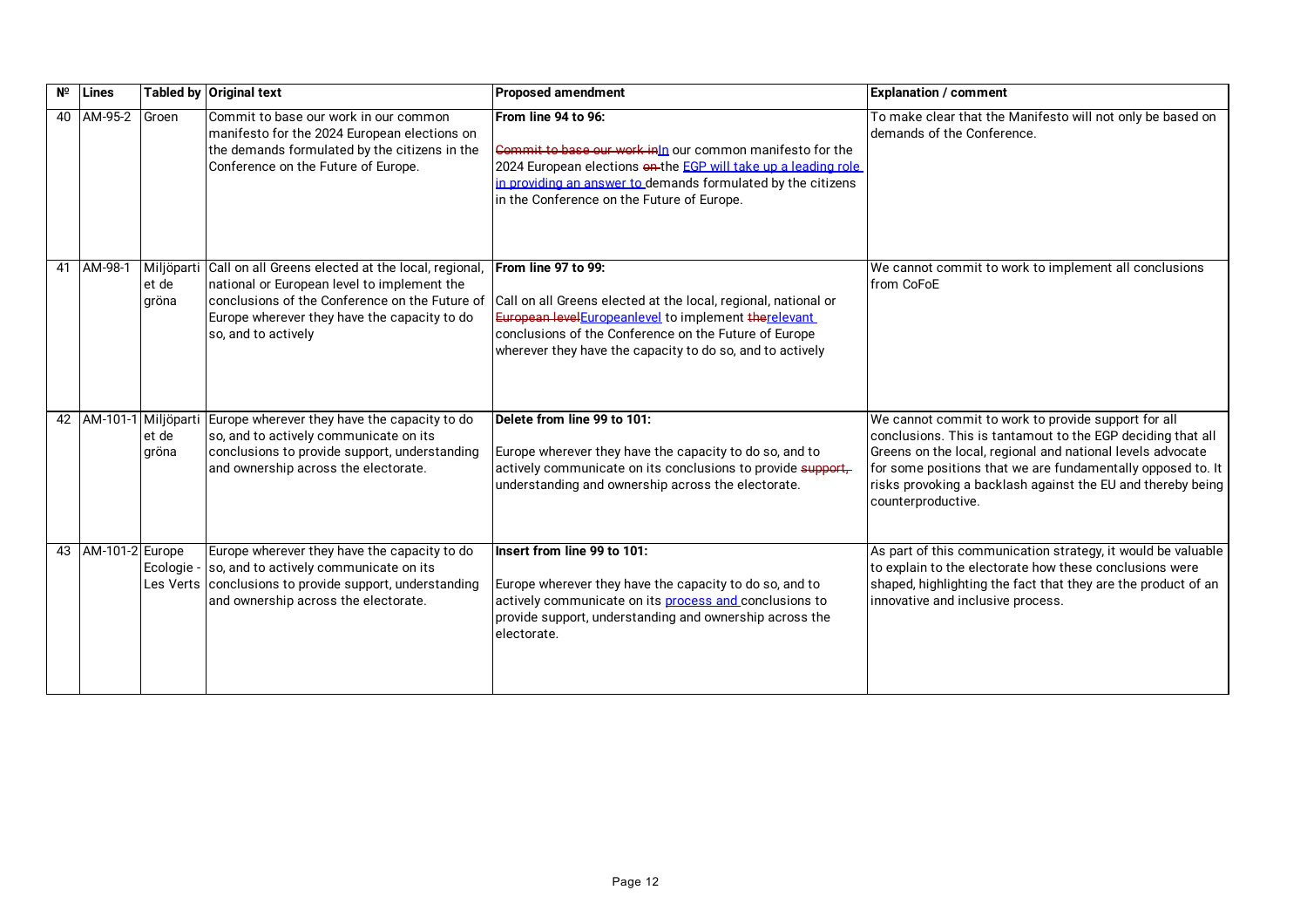| № | Lines | Tabled by | Original text | Proposed amendment | Explanation / comment |
|---|---|---|---|---|---|
| 40 | AM-95-2 | Groen | Commit to base our work in our common manifesto for the 2024 European elections on the demands formulated by the citizens in the Conference on the Future of Europe. | **From line 94 to 96:**<br><br>~~Commit to base our work in~~In our common manifesto for the 2024 European elections ~~on~~ the EGP will take up a leading role in providing an answer to demands formulated by the citizens in the Conference on the Future of Europe. | To make clear that the Manifesto will not only be based on demands of the Conference. |
| 41 | AM-98-1 | Miljöpartiet de gröna | Call on all Greens elected at the local, regional, national or European level to implement the conclusions of the Conference on the Future of Europe wherever they have the capacity to do so, and to actively | **From line 97 to 99:**<br><br>Call on all Greens elected at the local, regional, national or ~~European level~~Europeanlevel to implement ~~the~~relevant conclusions of the Conference on the Future of Europe wherever they have the capacity to do so, and to actively | We cannot commit to work to implement all conclusions from CoFoE |
| 42 | AM-101-1 | Miljöpartiet de gröna | Europe wherever they have the capacity to do so, and to actively communicate on its conclusions to provide support, understanding and ownership across the electorate. | **Delete from line 99 to 101:**<br><br>Europe wherever they have the capacity to do so, and to actively communicate on its conclusions to provide ~~support,~~ understanding and ownership across the electorate. | We cannot commit to work to provide support for all conclusions. This is tantamout to the EGP deciding that all Greens on the local, regional and national levels advocate for some positions that we are fundamentally opposed to. It risks provoking a backlash against the EU and thereby being counterproductive. |
| 43 | AM-101-2 | Europe Ecologie - Les Verts | Europe wherever they have the capacity to do so, and to actively communicate on its conclusions to provide support, understanding and ownership across the electorate. | **Insert from line 99 to 101:**<br><br>Europe wherever they have the capacity to do so, and to actively communicate on its process and conclusions to provide support, understanding and ownership across the electorate. | As part of this communication strategy, it would be valuable to explain to the electorate how these conclusions were shaped, highlighting the fact that they are the product of an innovative and inclusive process. |